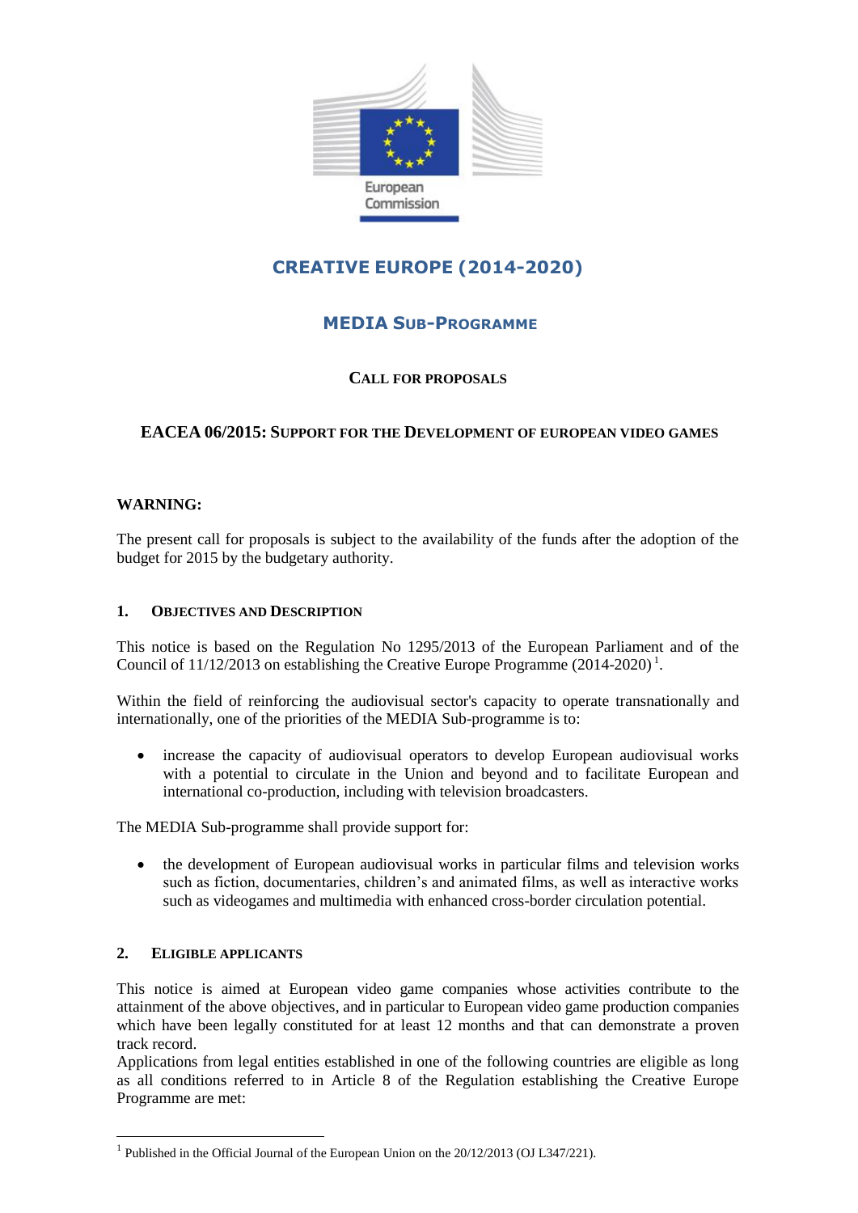European Commission

# CREATIVE EUROPE (2014-2020)

## MEDIA SUB-PROGRAMME

### CALL FOR PROPOSALS

### EACEA 06/2015: SUPPORT FOR THE DEVELOPMENT OF EUROPEAN VIDEO GAMES

**WARNING:**

The present call for proposals is subject to the availability of the funds after the adoption of the budget for 2015 by the budgetary authority.

#### 1. OBJECTIVES AND DESCRIPTION

This notice is based on the Regulation No 1295/2013 of the European Parliament and of the Council of 11/12/2013 on establishing the Creative Europe Programme (2014-2020) [1].

Within the field of reinforcing the audiovisual sector's capacity to operate transnationally and internationally, one of the priorities of the MEDIA Sub-programme is to:

- increase the capacity of audiovisual operators to develop European audiovisual works with a potential to circulate in the Union and beyond and to facilitate European and international co-production, including with television broadcasters.

The MEDIA Sub-programme shall provide support for:

- the development of European audiovisual works in particular films and television works such as fiction, documentaries, children's and animated films, as well as interactive works such as videogames and multimedia with enhanced cross-border circulation potential.

#### 2. ELIGIBLE APPLICANTS

This notice is aimed at European video game companies whose activities contribute to the attainment of the above objectives, and in particular to European video game production companies which have been legally constituted for at least 12 months and that can demonstrate a proven track record.
Applications from legal entities established in one of the following countries are eligible as long as all conditions referred to in Article 8 of the Regulation establishing the Creative Europe Programme are met:

[1] Published in the Official Journal of the European Union on the 20/12/2013 (OJ L347/221).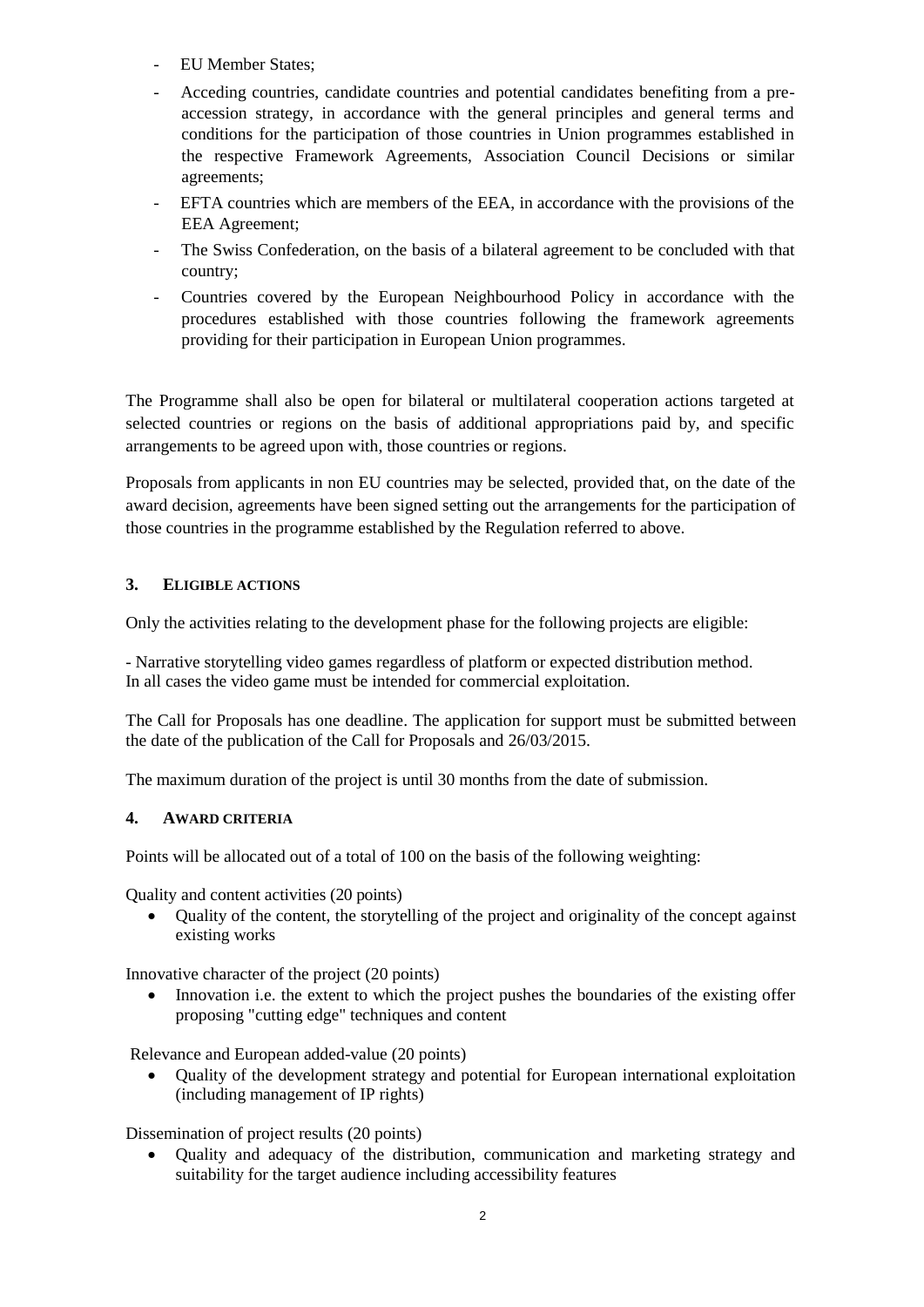- EU Member States;
- Acceding countries, candidate countries and potential candidates benefiting from a pre-accession strategy, in accordance with the general principles and general terms and conditions for the participation of those countries in Union programmes established in the respective Framework Agreements, Association Council Decisions or similar agreements;
- EFTA countries which are members of the EEA, in accordance with the provisions of the EEA Agreement;
- The Swiss Confederation, on the basis of a bilateral agreement to be concluded with that country;
- Countries covered by the European Neighbourhood Policy in accordance with the procedures established with those countries following the framework agreements providing for their participation in European Union programmes.

The Programme shall also be open for bilateral or multilateral cooperation actions targeted at selected countries or regions on the basis of additional appropriations paid by, and specific arrangements to be agreed upon with, those countries or regions.

Proposals from applicants in non EU countries may be selected, provided that, on the date of the award decision, agreements have been signed setting out the arrangements for the participation of those countries in the programme established by the Regulation referred to above.

## 3. ELIGIBLE ACTIONS

Only the activities relating to the development phase for the following projects are eligible:

- Narrative storytelling video games regardless of platform or expected distribution method.
In all cases the video game must be intended for commercial exploitation.

The Call for Proposals has one deadline. The application for support must be submitted between the date of the publication of the Call for Proposals and 26/03/2015.

The maximum duration of the project is until 30 months from the date of submission.

## 4. AWARD CRITERIA

Points will be allocated out of a total of 100 on the basis of the following weighting:

Quality and content activities (20 points)

- Quality of the content, the storytelling of the project and originality of the concept against existing works

Innovative character of the project (20 points)

- Innovation i.e. the extent to which the project pushes the boundaries of the existing offer proposing "cutting edge" techniques and content

Relevance and European added-value (20 points)

- Quality of the development strategy and potential for European international exploitation (including management of IP rights)

Dissemination of project results (20 points)

- Quality and adequacy of the distribution, communication and marketing strategy and suitability for the target audience including accessibility features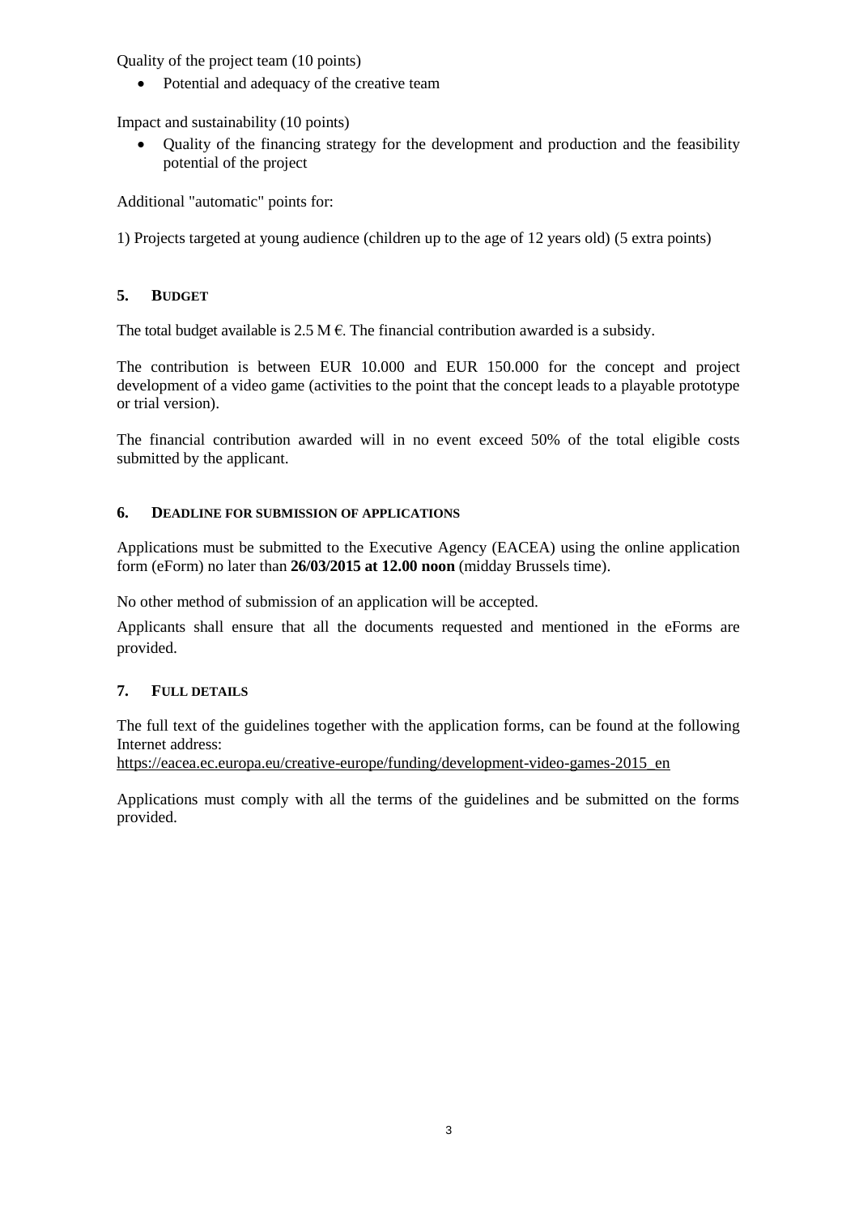Quality of the project team (10 points)

- Potential and adequacy of the creative team

Impact and sustainability (10 points)

- Quality of the financing strategy for the development and production and the feasibility potential of the project

Additional "automatic" points for:

1) Projects targeted at young audience (children up to the age of 12 years old) (5 extra points)

## 5. BUDGET

The total budget available is 2.5 M €. The financial contribution awarded is a subsidy.

The contribution is between EUR 10.000 and EUR 150.000 for the concept and project development of a video game (activities to the point that the concept leads to a playable prototype or trial version).

The financial contribution awarded will in no event exceed 50% of the total eligible costs submitted by the applicant.

## 6. DEADLINE FOR SUBMISSION OF APPLICATIONS

Applications must be submitted to the Executive Agency (EACEA) using the online application form (eForm) no later than **26/03/2015 at 12.00 noon** (midday Brussels time).

No other method of submission of an application will be accepted.

Applicants shall ensure that all the documents requested and mentioned in the eForms are provided.

## 7. FULL DETAILS

The full text of the guidelines together with the application forms, can be found at the following Internet address:
https://eacea.ec.europa.eu/creative-europe/funding/development-video-games-2015_en

Applications must comply with all the terms of the guidelines and be submitted on the forms provided.